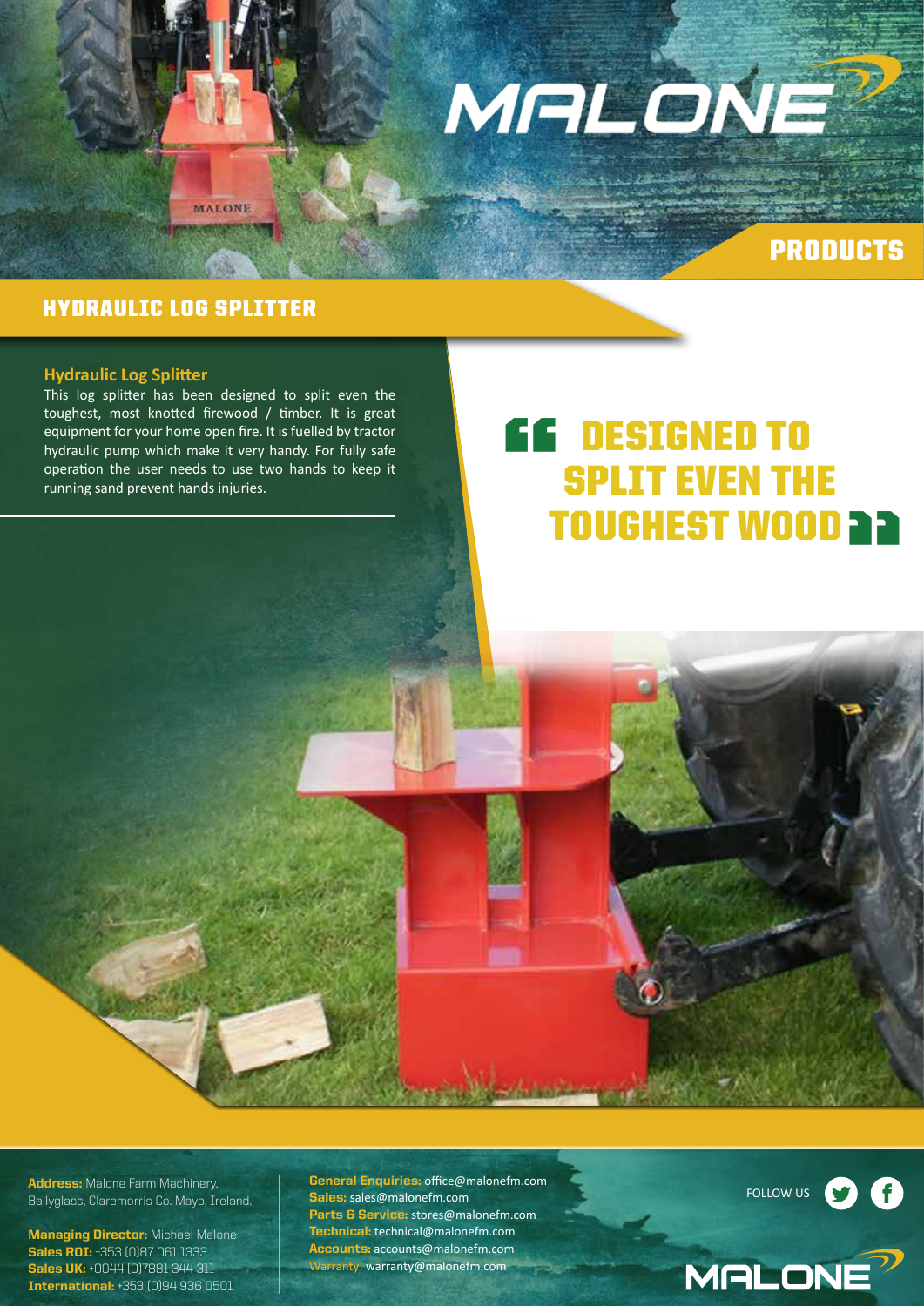# MALONE

PRODUCTS

## HYDRAULIC LOG SPLITTER

### Hydraulic Log Splitter

This log splitter has been designed to split even the toughest, most knotted firewood / timber. It is great equipment for your home open fire. It is fuelled by tractor hydraulic pump which make it very handy. For fully safe operation the user needs to use two hands to keep it running sand prevent hands injuries.

> **"DESIGNED TO SPLIT EVEN THE TOUGHEST WOOD"**

**Address:** Malone Farm Machinery, Ballyglass, Claremorris Co. Mayo, Ireland.

**Managing Director:** Michael Malone
**Sales ROI:** +353 (0)87 061 1333
**Sales UK:** +0044 (0)7881 344 311
**International:** +353 (0)94 936 0501

**General Enquiries:** office@malonefm.com
**Sales:** sales@malonefm.com
**Parts & Service:** stores@malonefm.com
**Technical:** technical@malonefm.com
**Accounts:** accounts@malonefm.com
**Warranty:** warranty@malonefm.com

FOLLOW US

MALONE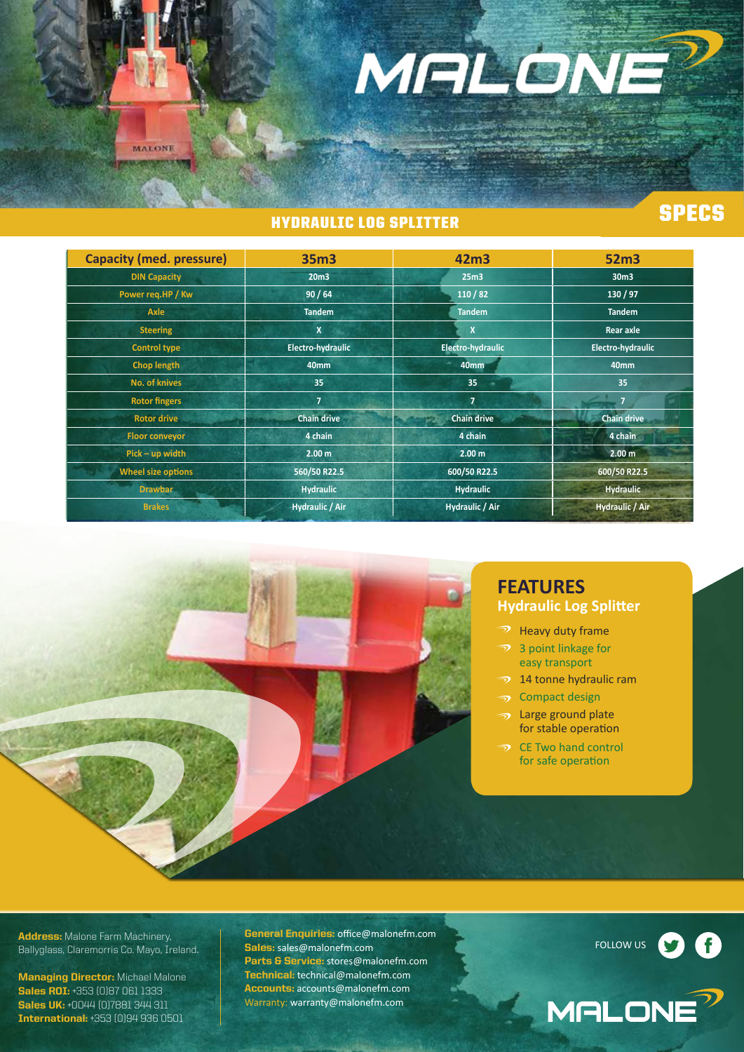# MALONE

## HYDRAULIC LOG SPLITTER

## SPECS

| Capacity (med. pressure) | 35m3 | 42m3 | 52m3 |
|---|---|---|---|
| DIN Capacity | 20m3 | 25m3 | 30m3 |
| Power req.HP / Kw | 90 / 64 | 110 / 82 | 130 / 97 |
| Axle | Tandem | Tandem | Tandem |
| Steering | X | X | Rear axle |
| Control type | Electro-hydraulic | Electro-hydraulic | Electro-hydraulic |
| Chop length | 40mm | 40mm | 40mm |
| No. of knives | 35 | 35 | 35 |
| Rotor fingers | 7 | 7 | 7 |
| Rotor drive | Chain drive | Chain drive | Chain drive |
| Floor conveyor | 4 chain | 4 chain | 4 chain |
| Pick – up width | 2.00 m | 2.00 m | 2.00 m |
| Wheel size options | 560/50 R22.5 | 600/50 R22.5 | 600/50 R22.5 |
| Drawbar | Hydraulic | Hydraulic | Hydraulic |
| Brakes | Hydraulic / Air | Hydraulic / Air | Hydraulic / Air |

## FEATURES
### Hydraulic Log Splitter

- Heavy duty frame
- 3 point linkage for easy transport
- 14 tonne hydraulic ram
- Compact design
- Large ground plate for stable operation
- CE Two hand control for safe operation

**Address:** Malone Farm Machinery, Ballyglass, Claremorris Co. Mayo, Ireland.

**Managing Director:** Michael Malone
**Sales ROI:** +353 (0)87 061 1333
**Sales UK:** +0044 (0)7881 344 311
**International:** +353 (0)94 936 0501

**General Enquiries:** office@malonefm.com
**Sales:** sales@malonefm.com
**Parts & Service:** stores@malonefm.com
**Technical:** technical@malonefm.com
**Accounts:** accounts@malonefm.com
Warranty: warranty@malonefm.com

FOLLOW US

MALONE